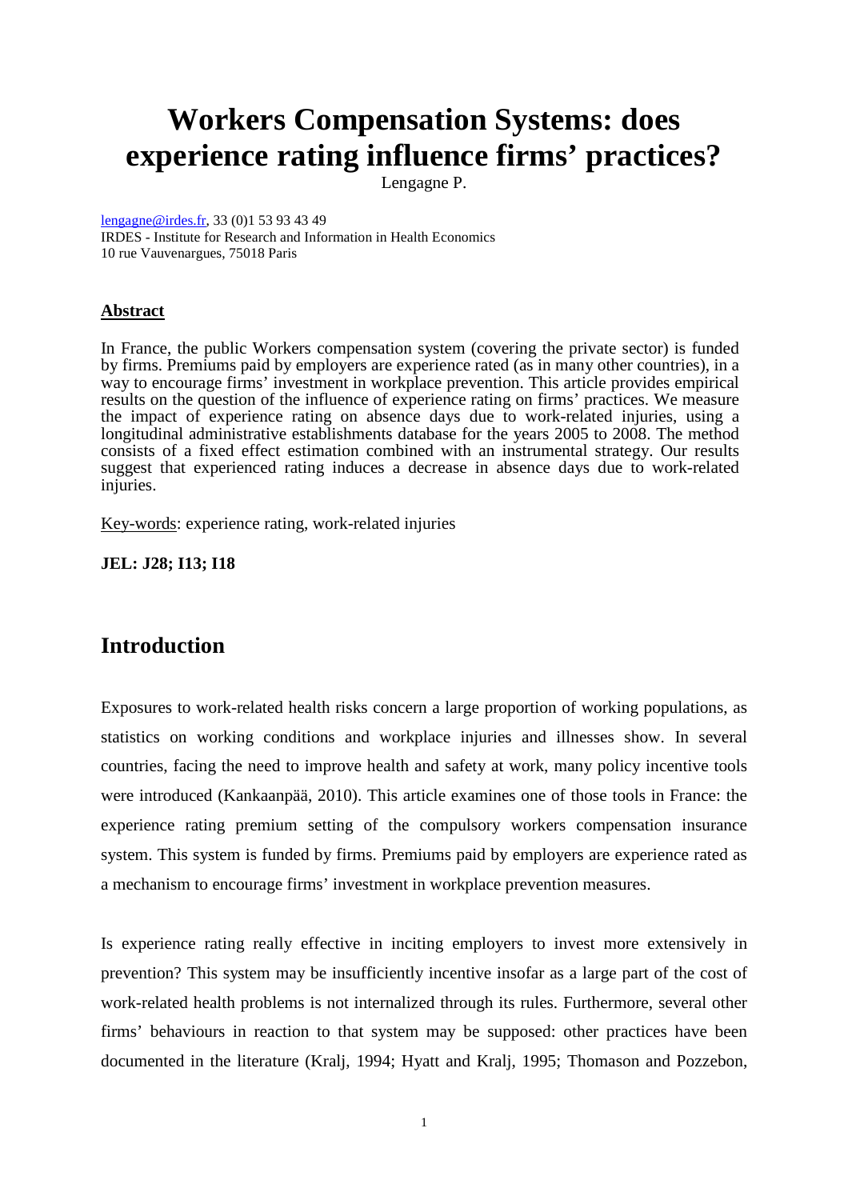# Workers Compensation Systems: does experience rating influence firms' practices?

Lengagne P.

lengagne@irdes.fr, 33 (0)1 53 93 43 49
IRDES - Institute for Research and Information in Health Economics
10 rue Vauvenargues, 75018 Paris

## Abstract

In France, the public Workers compensation system (covering the private sector) is funded by firms. Premiums paid by employers are experience rated (as in many other countries), in a way to encourage firms' investment in workplace prevention. This article provides empirical results on the question of the influence of experience rating on firms' practices. We measure the impact of experience rating on absence days due to work-related injuries, using a longitudinal administrative establishments database for the years 2005 to 2008. The method consists of a fixed effect estimation combined with an instrumental strategy. Our results suggest that experienced rating induces a decrease in absence days due to work-related injuries.

Key-words: experience rating, work-related injuries

**JEL: J28; I13; I18**

## Introduction

Exposures to work-related health risks concern a large proportion of working populations, as statistics on working conditions and workplace injuries and illnesses show. In several countries, facing the need to improve health and safety at work, many policy incentive tools were introduced (Kankaanpää, 2010). This article examines one of those tools in France: the experience rating premium setting of the compulsory workers compensation insurance system. This system is funded by firms. Premiums paid by employers are experience rated as a mechanism to encourage firms' investment in workplace prevention measures.

Is experience rating really effective in inciting employers to invest more extensively in prevention? This system may be insufficiently incentive insofar as a large part of the cost of work-related health problems is not internalized through its rules. Furthermore, several other firms' behaviours in reaction to that system may be supposed: other practices have been documented in the literature (Kralj, 1994; Hyatt and Kralj, 1995; Thomason and Pozzebon,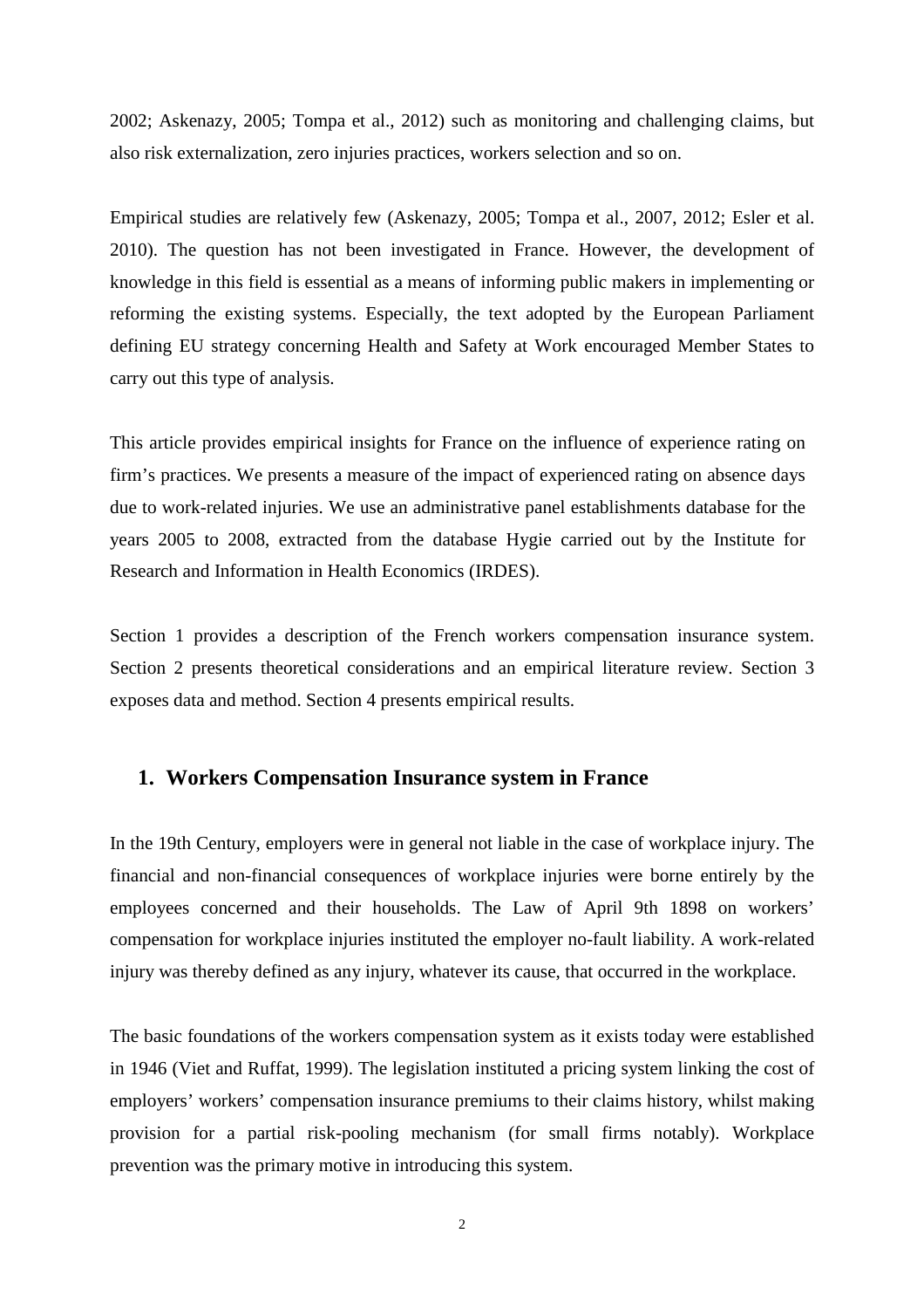2002; Askenazy, 2005; Tompa et al., 2012) such as monitoring and challenging claims, but also risk externalization, zero injuries practices, workers selection and so on.

Empirical studies are relatively few (Askenazy, 2005; Tompa et al., 2007, 2012; Esler et al. 2010). The question has not been investigated in France. However, the development of knowledge in this field is essential as a means of informing public makers in implementing or reforming the existing systems. Especially, the text adopted by the European Parliament defining EU strategy concerning Health and Safety at Work encouraged Member States to carry out this type of analysis.

This article provides empirical insights for France on the influence of experience rating on firm's practices. We presents a measure of the impact of experienced rating on absence days due to work-related injuries. We use an administrative panel establishments database for the years 2005 to 2008, extracted from the database Hygie carried out by the Institute for Research and Information in Health Economics (IRDES).

Section 1 provides a description of the French workers compensation insurance system. Section 2 presents theoretical considerations and an empirical literature review. Section 3 exposes data and method. Section 4 presents empirical results.

## 1. Workers Compensation Insurance system in France

In the 19th Century, employers were in general not liable in the case of workplace injury. The financial and non-financial consequences of workplace injuries were borne entirely by the employees concerned and their households. The Law of April 9th 1898 on workers' compensation for workplace injuries instituted the employer no-fault liability. A work-related injury was thereby defined as any injury, whatever its cause, that occurred in the workplace.

The basic foundations of the workers compensation system as it exists today were established in 1946 (Viet and Ruffat, 1999). The legislation instituted a pricing system linking the cost of employers' workers' compensation insurance premiums to their claims history, whilst making provision for a partial risk-pooling mechanism (for small firms notably). Workplace prevention was the primary motive in introducing this system.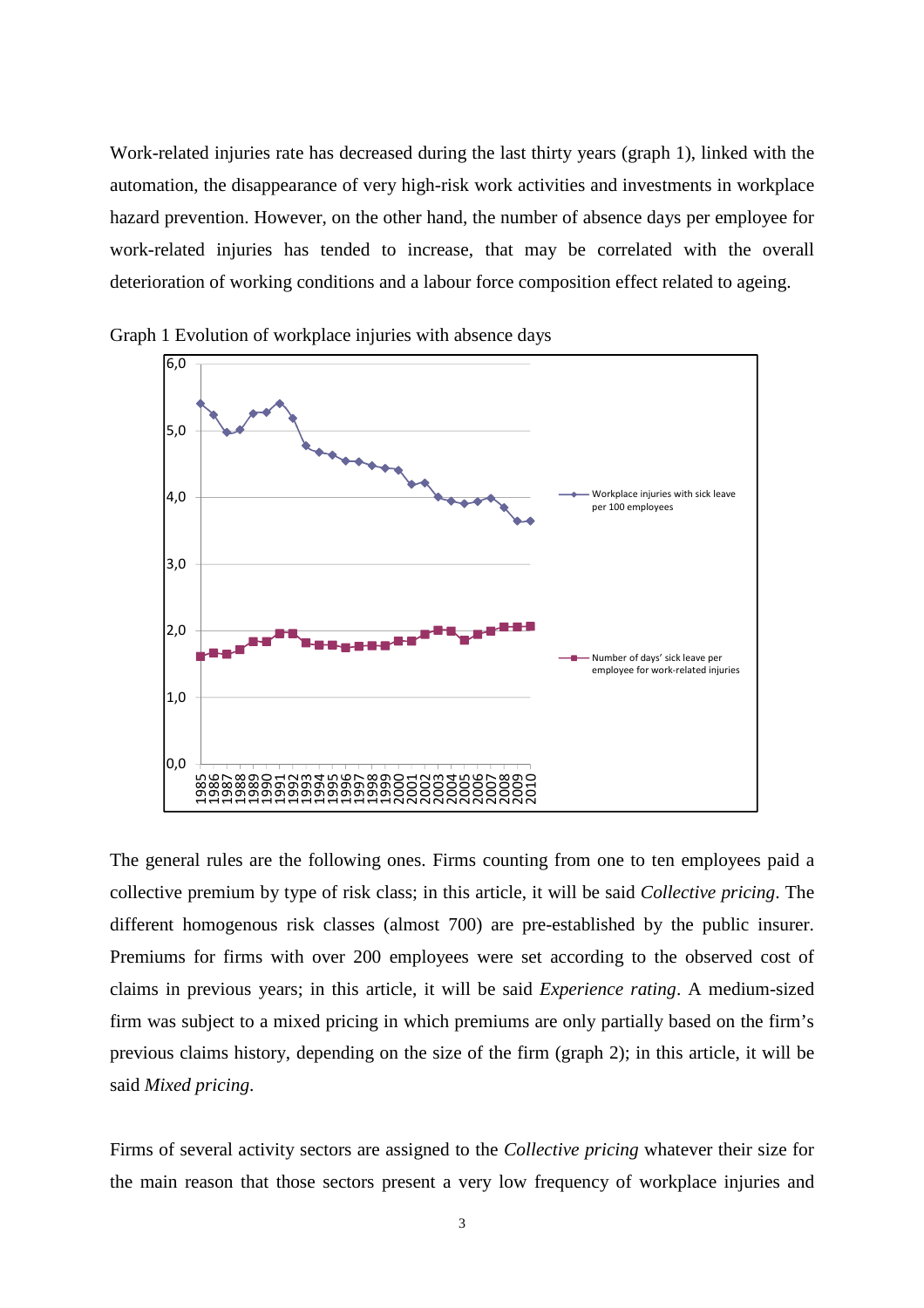Work-related injuries rate has decreased during the last thirty years (graph 1), linked with the automation, the disappearance of very high-risk work activities and investments in workplace hazard prevention. However, on the other hand, the number of absence days per employee for work-related injuries has tended to increase, that may be correlated with the overall deterioration of working conditions and a labour force composition effect related to ageing.

Graph 1 Evolution of workplace injuries with absence days

The general rules are the following ones. Firms counting from one to ten employees paid a collective premium by type of risk class; in this article, it will be said *Collective pricing*. The different homogenous risk classes (almost 700) are pre-established by the public insurer. Premiums for firms with over 200 employees were set according to the observed cost of claims in previous years; in this article, it will be said *Experience rating*. A medium-sized firm was subject to a mixed pricing in which premiums are only partially based on the firm's previous claims history, depending on the size of the firm (graph 2); in this article, it will be said *Mixed pricing*.

Firms of several activity sectors are assigned to the *Collective pricing* whatever their size for the main reason that those sectors present a very low frequency of workplace injuries and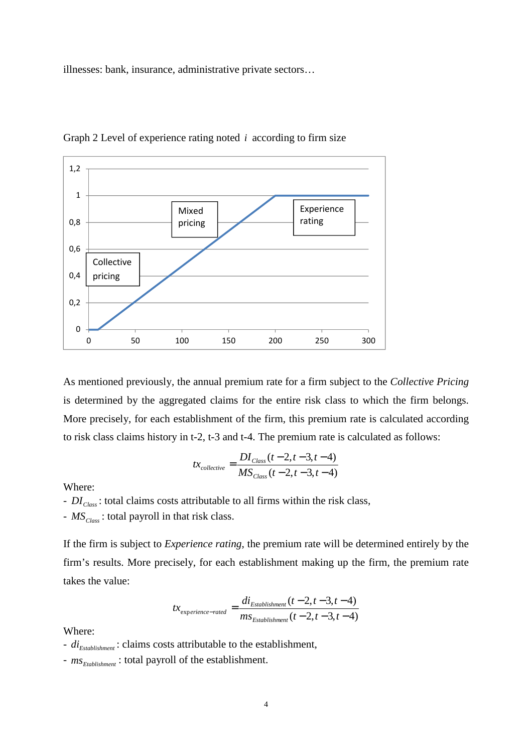illnesses: bank, insurance, administrative private sectors…

Graph 2 Level of experience rating noted $i$ according to firm size

As mentioned previously, the annual premium rate for a firm subject to the *Collective Pricing* is determined by the aggregated claims for the entire risk class to which the firm belongs. More precisely, for each establishment of the firm, this premium rate is calculated according to risk class claims history in t-2, t-3 and t-4. The premium rate is calculated as follows:

$$tx_{collective} = \frac{DI_{Class}(t-2, t-3, t-4)}{MS_{Class}(t-2, t-3, t-4)}$$

Where:

- $DI_{Class}$: total claims costs attributable to all firms within the risk class,
- $MS_{Class}$: total payroll in that risk class.

If the firm is subject to *Experience rating*, the premium rate will be determined entirely by the firm's results. More precisely, for each establishment making up the firm, the premium rate takes the value:

$$tx_{experience-rated} = \frac{di_{Establishment}(t-2, t-3, t-4)}{ms_{Establishment}(t-2, t-3, t-4)}$$

Where:

- $di_{Establishment}$: claims costs attributable to the establishment,
- $ms_{Etablishment}$: total payroll of the establishment.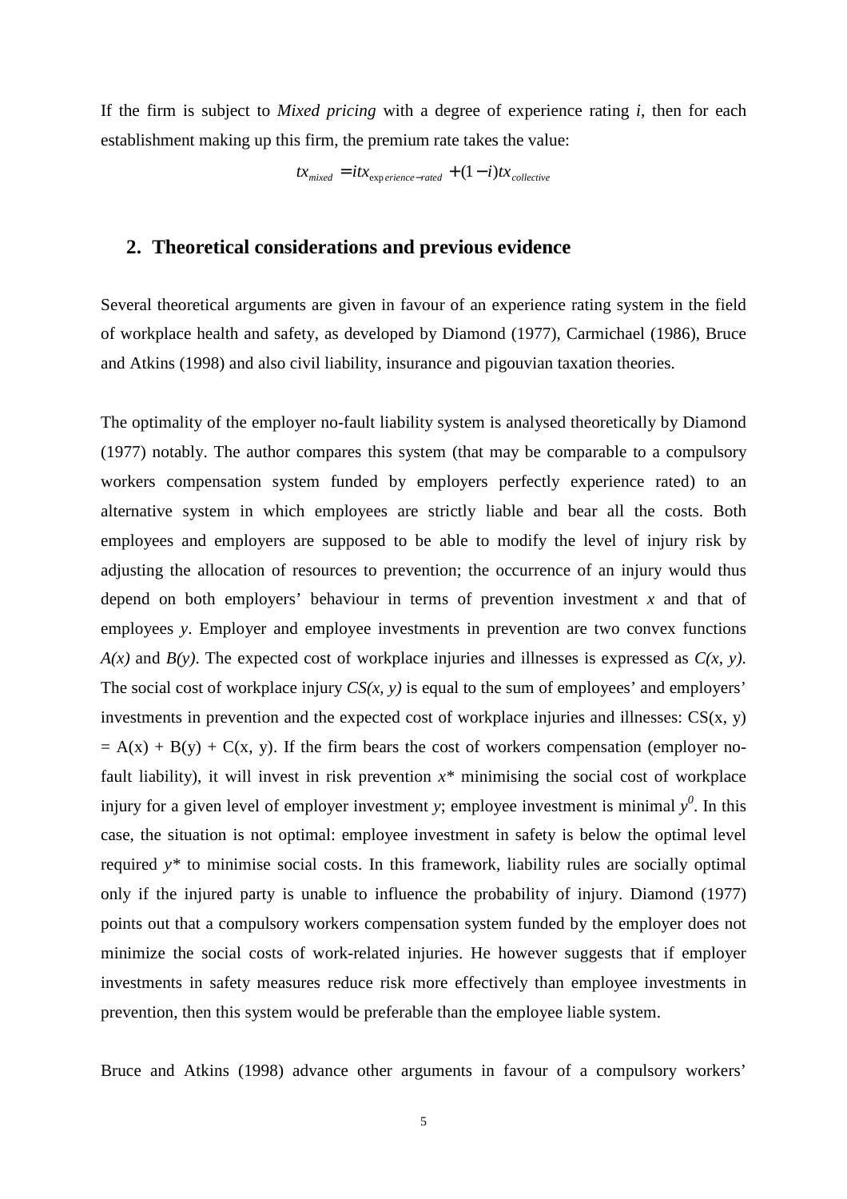If the firm is subject to *Mixed pricing* with a degree of experience rating *i*, then for each establishment making up this firm, the premium rate takes the value:

$$tx_{mixed} = i tx_{experience-rated} + (1-i) tx_{collective}$$

## 2. Theoretical considerations and previous evidence

Several theoretical arguments are given in favour of an experience rating system in the field of workplace health and safety, as developed by Diamond (1977), Carmichael (1986), Bruce and Atkins (1998) and also civil liability, insurance and pigouvian taxation theories.

The optimality of the employer no-fault liability system is analysed theoretically by Diamond (1977) notably. The author compares this system (that may be comparable to a compulsory workers compensation system funded by employers perfectly experience rated) to an alternative system in which employees are strictly liable and bear all the costs. Both employees and employers are supposed to be able to modify the level of injury risk by adjusting the allocation of resources to prevention; the occurrence of an injury would thus depend on both employers' behaviour in terms of prevention investment $x$ and that of employees $y$. Employer and employee investments in prevention are two convex functions $A(x)$ and $B(y)$. The expected cost of workplace injuries and illnesses is expressed as $C(x, y)$. The social cost of workplace injury $CS(x, y)$ is equal to the sum of employees' and employers' investments in prevention and the expected cost of workplace injuries and illnesses: $CS(x, y) = A(x) + B(y) + C(x, y)$. If the firm bears the cost of workers compensation (employer no-fault liability), it will invest in risk prevention $x^*$ minimising the social cost of workplace injury for a given level of employer investment $y$; employee investment is minimal $y^0$. In this case, the situation is not optimal: employee investment in safety is below the optimal level required $y^*$ to minimise social costs. In this framework, liability rules are socially optimal only if the injured party is unable to influence the probability of injury. Diamond (1977) points out that a compulsory workers compensation system funded by the employer does not minimize the social costs of work-related injuries. He however suggests that if employer investments in safety measures reduce risk more effectively than employee investments in prevention, then this system would be preferable than the employee liable system.

Bruce and Atkins (1998) advance other arguments in favour of a compulsory workers'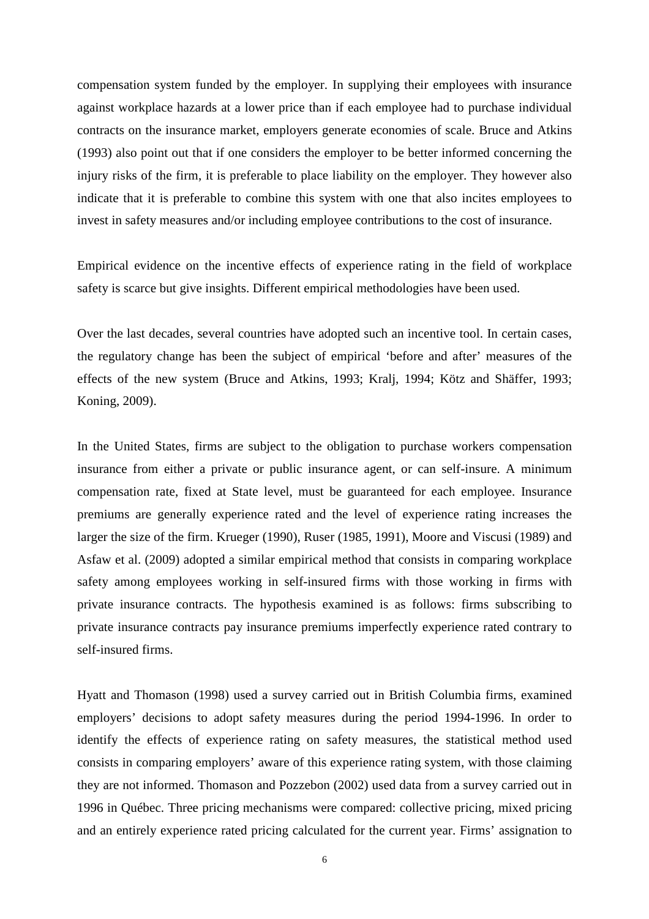compensation system funded by the employer. In supplying their employees with insurance against workplace hazards at a lower price than if each employee had to purchase individual contracts on the insurance market, employers generate economies of scale. Bruce and Atkins (1993) also point out that if one considers the employer to be better informed concerning the injury risks of the firm, it is preferable to place liability on the employer. They however also indicate that it is preferable to combine this system with one that also incites employees to invest in safety measures and/or including employee contributions to the cost of insurance.

Empirical evidence on the incentive effects of experience rating in the field of workplace safety is scarce but give insights. Different empirical methodologies have been used.

Over the last decades, several countries have adopted such an incentive tool. In certain cases, the regulatory change has been the subject of empirical 'before and after' measures of the effects of the new system (Bruce and Atkins, 1993; Kralj, 1994; Kötz and Shäffer, 1993; Koning, 2009).

In the United States, firms are subject to the obligation to purchase workers compensation insurance from either a private or public insurance agent, or can self-insure. A minimum compensation rate, fixed at State level, must be guaranteed for each employee. Insurance premiums are generally experience rated and the level of experience rating increases the larger the size of the firm. Krueger (1990), Ruser (1985, 1991), Moore and Viscusi (1989) and Asfaw et al. (2009) adopted a similar empirical method that consists in comparing workplace safety among employees working in self-insured firms with those working in firms with private insurance contracts. The hypothesis examined is as follows: firms subscribing to private insurance contracts pay insurance premiums imperfectly experience rated contrary to self-insured firms.

Hyatt and Thomason (1998) used a survey carried out in British Columbia firms, examined employers' decisions to adopt safety measures during the period 1994-1996. In order to identify the effects of experience rating on safety measures, the statistical method used consists in comparing employers' aware of this experience rating system, with those claiming they are not informed. Thomason and Pozzebon (2002) used data from a survey carried out in 1996 in Québec. Three pricing mechanisms were compared: collective pricing, mixed pricing and an entirely experience rated pricing calculated for the current year. Firms' assignation to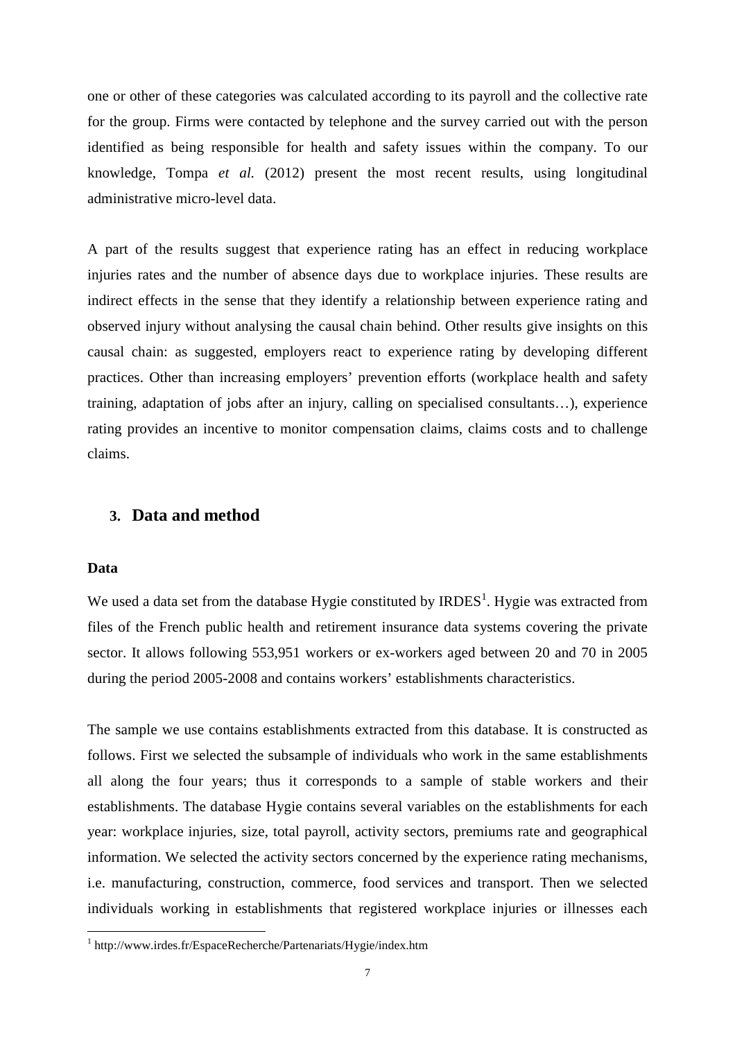one or other of these categories was calculated according to its payroll and the collective rate for the group. Firms were contacted by telephone and the survey carried out with the person identified as being responsible for health and safety issues within the company. To our knowledge, Tompa *et al.* (2012) present the most recent results, using longitudinal administrative micro-level data.

A part of the results suggest that experience rating has an effect in reducing workplace injuries rates and the number of absence days due to workplace injuries. These results are indirect effects in the sense that they identify a relationship between experience rating and observed injury without analysing the causal chain behind. Other results give insights on this causal chain: as suggested, employers react to experience rating by developing different practices. Other than increasing employers' prevention efforts (workplace health and safety training, adaptation of jobs after an injury, calling on specialised consultants…), experience rating provides an incentive to monitor compensation claims, claims costs and to challenge claims.

## 3. Data and method

**Data**

We used a data set from the database Hygie constituted by IRDES[1]. Hygie was extracted from files of the French public health and retirement insurance data systems covering the private sector. It allows following 553,951 workers or ex-workers aged between 20 and 70 in 2005 during the period 2005-2008 and contains workers' establishments characteristics.

The sample we use contains establishments extracted from this database. It is constructed as follows. First we selected the subsample of individuals who work in the same establishments all along the four years; thus it corresponds to a sample of stable workers and their establishments. The database Hygie contains several variables on the establishments for each year: workplace injuries, size, total payroll, activity sectors, premiums rate and geographical information. We selected the activity sectors concerned by the experience rating mechanisms, i.e. manufacturing, construction, commerce, food services and transport. Then we selected individuals working in establishments that registered workplace injuries or illnesses each

[1] http://www.irdes.fr/EspaceRecherche/Partenariats/Hygie/index.htm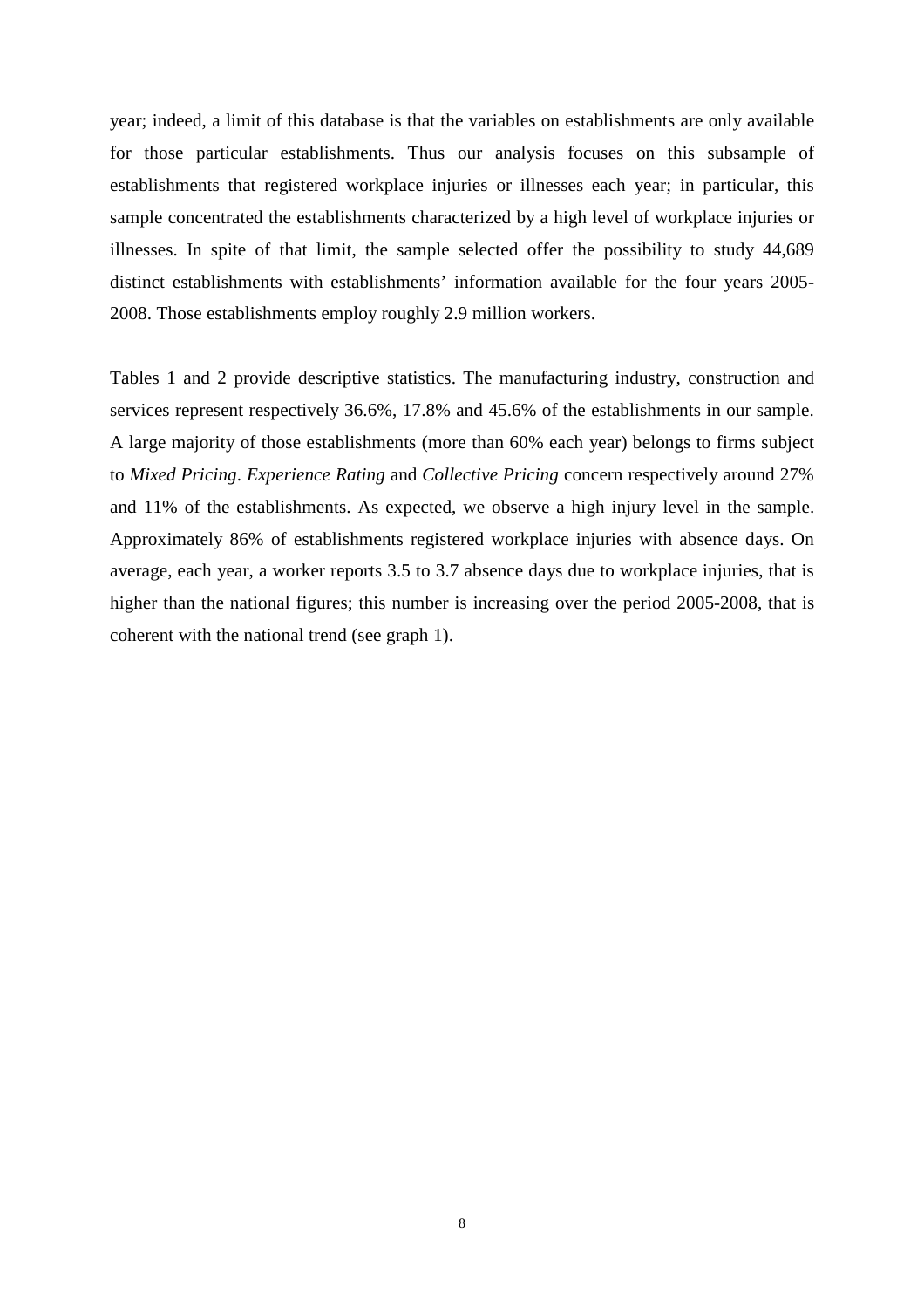year; indeed, a limit of this database is that the variables on establishments are only available for those particular establishments. Thus our analysis focuses on this subsample of establishments that registered workplace injuries or illnesses each year; in particular, this sample concentrated the establishments characterized by a high level of workplace injuries or illnesses. In spite of that limit, the sample selected offer the possibility to study 44,689 distinct establishments with establishments' information available for the four years 2005-2008. Those establishments employ roughly 2.9 million workers.

Tables 1 and 2 provide descriptive statistics. The manufacturing industry, construction and services represent respectively 36.6%, 17.8% and 45.6% of the establishments in our sample. A large majority of those establishments (more than 60% each year) belongs to firms subject to *Mixed Pricing*. *Experience Rating* and *Collective Pricing* concern respectively around 27% and 11% of the establishments. As expected, we observe a high injury level in the sample. Approximately 86% of establishments registered workplace injuries with absence days. On average, each year, a worker reports 3.5 to 3.7 absence days due to workplace injuries, that is higher than the national figures; this number is increasing over the period 2005-2008, that is coherent with the national trend (see graph 1).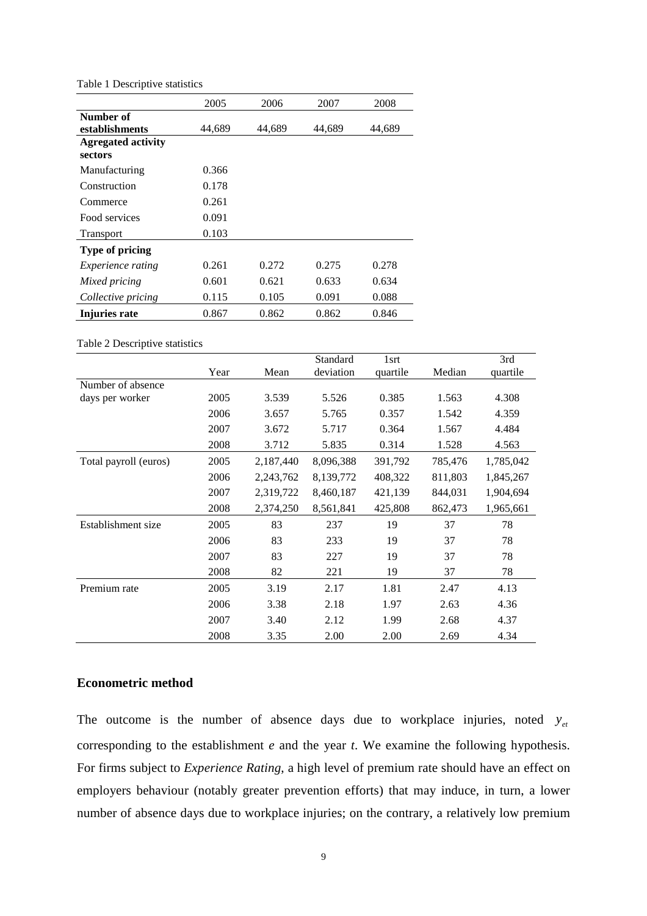Table 1 Descriptive statistics

| | 2005 | 2006 | 2007 | 2008 |
|---|---|---|---|---|
| **Number of establishments** | 44,689 | 44,689 | 44,689 | 44,689 |
| **Agregated activity sectors** | | | | |
| Manufacturing | 0.366 | | | |
| Construction | 0.178 | | | |
| Commerce | 0.261 | | | |
| Food services | 0.091 | | | |
| Transport | 0.103 | | | |
| **Type of pricing** | | | | |
| *Experience rating* | 0.261 | 0.272 | 0.275 | 0.278 |
| *Mixed pricing* | 0.601 | 0.621 | 0.633 | 0.634 |
| *Collective pricing* | 0.115 | 0.105 | 0.091 | 0.088 |
| **Injuries rate** | 0.867 | 0.862 | 0.862 | 0.846 |

Table 2 Descriptive statistics

| | Year | Mean | Standard deviation | 1srt quartile | Median | 3rd quartile |
|---|---|---|---|---|---|---|
| Number of absence days per worker | 2005 | 3.539 | 5.526 | 0.385 | 1.563 | 4.308 |
| | 2006 | 3.657 | 5.765 | 0.357 | 1.542 | 4.359 |
| | 2007 | 3.672 | 5.717 | 0.364 | 1.567 | 4.484 |
| | 2008 | 3.712 | 5.835 | 0.314 | 1.528 | 4.563 |
| Total payroll (euros) | 2005 | 2,187,440 | 8,096,388 | 391,792 | 785,476 | 1,785,042 |
| | 2006 | 2,243,762 | 8,139,772 | 408,322 | 811,803 | 1,845,267 |
| | 2007 | 2,319,722 | 8,460,187 | 421,139 | 844,031 | 1,904,694 |
| | 2008 | 2,374,250 | 8,561,841 | 425,808 | 862,473 | 1,965,661 |
| Establishment size | 2005 | 83 | 237 | 19 | 37 | 78 |
| | 2006 | 83 | 233 | 19 | 37 | 78 |
| | 2007 | 83 | 227 | 19 | 37 | 78 |
| | 2008 | 82 | 221 | 19 | 37 | 78 |
| Premium rate | 2005 | 3.19 | 2.17 | 1.81 | 2.47 | 4.13 |
| | 2006 | 3.38 | 2.18 | 1.97 | 2.63 | 4.36 |
| | 2007 | 3.40 | 2.12 | 1.99 | 2.68 | 4.37 |
| | 2008 | 3.35 | 2.00 | 2.00 | 2.69 | 4.34 |

## Econometric method

The outcome is the number of absence days due to workplace injuries, noted $y_{et}$ corresponding to the establishment *e* and the year *t*. We examine the following hypothesis. For firms subject to *Experience Rating*, a high level of premium rate should have an effect on employers behaviour (notably greater prevention efforts) that may induce, in turn, a lower number of absence days due to workplace injuries; on the contrary, a relatively low premium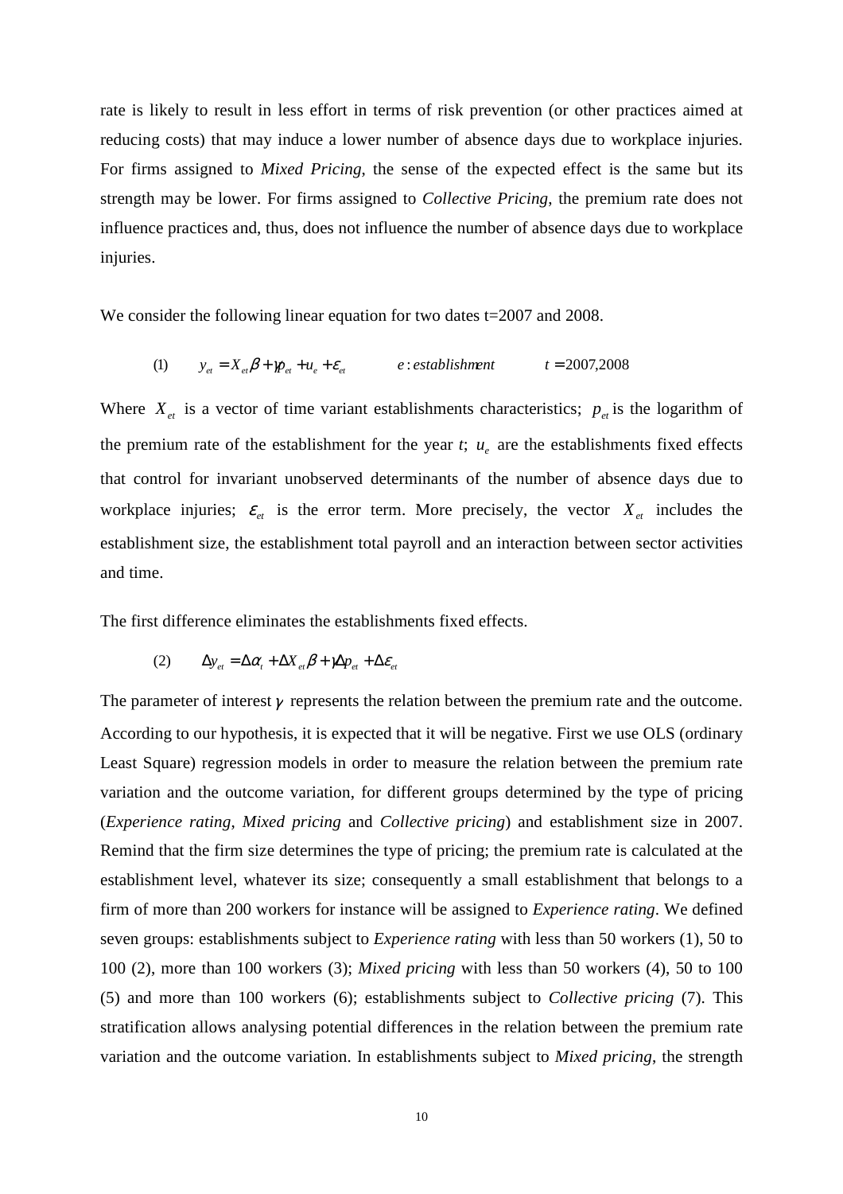rate is likely to result in less effort in terms of risk prevention (or other practices aimed at reducing costs) that may induce a lower number of absence days due to workplace injuries. For firms assigned to *Mixed Pricing*, the sense of the expected effect is the same but its strength may be lower. For firms assigned to *Collective Pricing*, the premium rate does not influence practices and, thus, does not influence the number of absence days due to workplace injuries.

We consider the following linear equation for two dates t=2007 and 2008.

$$(1) \qquad y_{et} = X_{et}\beta + \gamma p_{et} + u_e + \varepsilon_{et} \qquad e : establishment \qquad t = 2007{,}2008$$

Where $X_{et}$ is a vector of time variant establishments characteristics; $p_{et}$ is the logarithm of the premium rate of the establishment for the year *t*; $u_e$ are the establishments fixed effects that control for invariant unobserved determinants of the number of absence days due to workplace injuries; $\varepsilon_{et}$ is the error term. More precisely, the vector $X_{et}$ includes the establishment size, the establishment total payroll and an interaction between sector activities and time.

The first difference eliminates the establishments fixed effects.

$$(2) \qquad \Delta y_{et} = \Delta\alpha_t + \Delta X_{et}\beta + \gamma\Delta p_{et} + \Delta\varepsilon_{et}$$

The parameter of interest $\gamma$ represents the relation between the premium rate and the outcome. According to our hypothesis, it is expected that it will be negative. First we use OLS (ordinary Least Square) regression models in order to measure the relation between the premium rate variation and the outcome variation, for different groups determined by the type of pricing (*Experience rating*, *Mixed pricing* and *Collective pricing*) and establishment size in 2007. Remind that the firm size determines the type of pricing; the premium rate is calculated at the establishment level, whatever its size; consequently a small establishment that belongs to a firm of more than 200 workers for instance will be assigned to *Experience rating*. We defined seven groups: establishments subject to *Experience rating* with less than 50 workers (1), 50 to 100 (2), more than 100 workers (3); *Mixed pricing* with less than 50 workers (4), 50 to 100 (5) and more than 100 workers (6); establishments subject to *Collective pricing* (7). This stratification allows analysing potential differences in the relation between the premium rate variation and the outcome variation. In establishments subject to *Mixed pricing*, the strength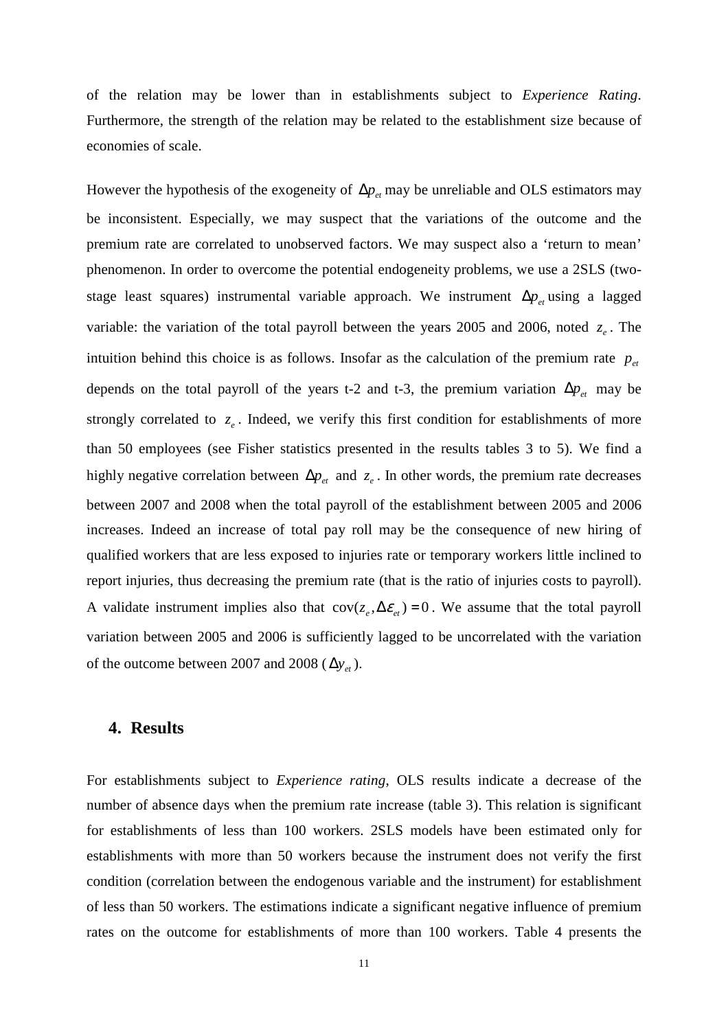of the relation may be lower than in establishments subject to *Experience Rating*. Furthermore, the strength of the relation may be related to the establishment size because of economies of scale.

However the hypothesis of the exogeneity of $\Delta p_{et}$ may be unreliable and OLS estimators may be inconsistent. Especially, we may suspect that the variations of the outcome and the premium rate are correlated to unobserved factors. We may suspect also a 'return to mean' phenomenon. In order to overcome the potential endogeneity problems, we use a 2SLS (two-stage least squares) instrumental variable approach. We instrument $\Delta p_{et}$ using a lagged variable: the variation of the total payroll between the years 2005 and 2006, noted $z_e$. The intuition behind this choice is as follows. Insofar as the calculation of the premium rate $p_{et}$ depends on the total payroll of the years t-2 and t-3, the premium variation $\Delta p_{et}$ may be strongly correlated to $z_e$. Indeed, we verify this first condition for establishments of more than 50 employees (see Fisher statistics presented in the results tables 3 to 5). We find a highly negative correlation between $\Delta p_{et}$ and $z_e$. In other words, the premium rate decreases between 2007 and 2008 when the total payroll of the establishment between 2005 and 2006 increases. Indeed an increase of total pay roll may be the consequence of new hiring of qualified workers that are less exposed to injuries rate or temporary workers little inclined to report injuries, thus decreasing the premium rate (that is the ratio of injuries costs to payroll). A validate instrument implies also that $\text{cov}(z_e, \Delta\varepsilon_{et}) = 0$. We assume that the total payroll variation between 2005 and 2006 is sufficiently lagged to be uncorrelated with the variation of the outcome between 2007 and 2008 ($\Delta y_{et}$).

## 4. Results

For establishments subject to *Experience rating*, OLS results indicate a decrease of the number of absence days when the premium rate increase (table 3). This relation is significant for establishments of less than 100 workers. 2SLS models have been estimated only for establishments with more than 50 workers because the instrument does not verify the first condition (correlation between the endogenous variable and the instrument) for establishment of less than 50 workers. The estimations indicate a significant negative influence of premium rates on the outcome for establishments of more than 100 workers. Table 4 presents the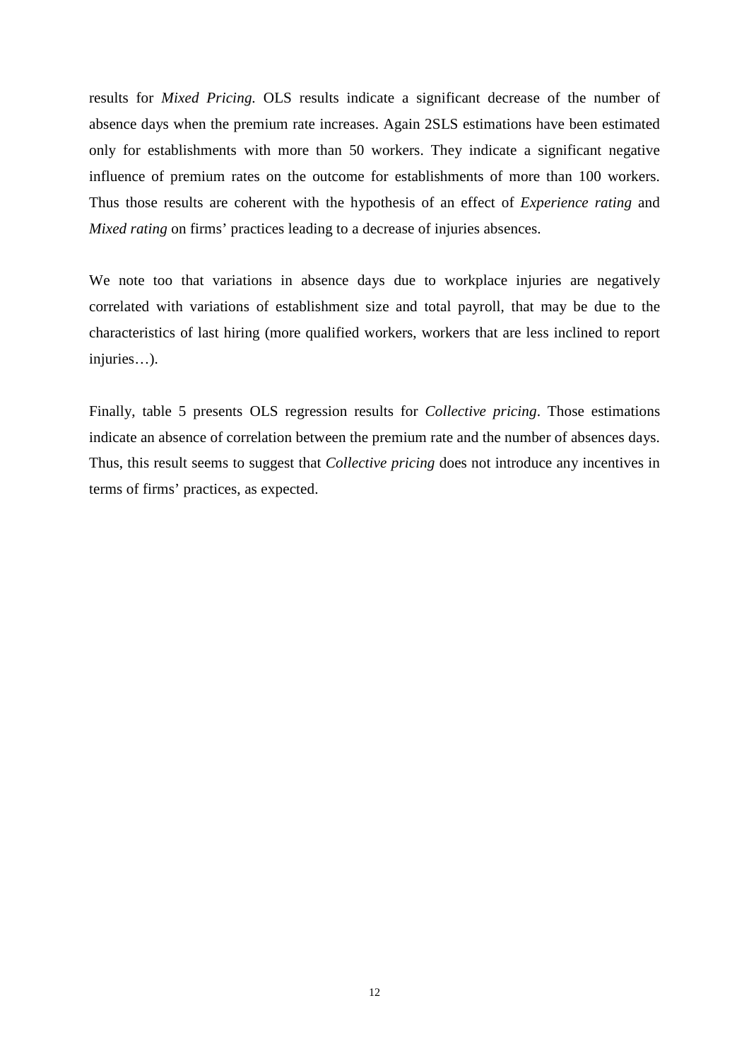results for *Mixed Pricing.* OLS results indicate a significant decrease of the number of absence days when the premium rate increases. Again 2SLS estimations have been estimated only for establishments with more than 50 workers. They indicate a significant negative influence of premium rates on the outcome for establishments of more than 100 workers. Thus those results are coherent with the hypothesis of an effect of *Experience rating* and *Mixed rating* on firms' practices leading to a decrease of injuries absences.

We note too that variations in absence days due to workplace injuries are negatively correlated with variations of establishment size and total payroll, that may be due to the characteristics of last hiring (more qualified workers, workers that are less inclined to report injuries…).

Finally, table 5 presents OLS regression results for *Collective pricing*. Those estimations indicate an absence of correlation between the premium rate and the number of absences days. Thus, this result seems to suggest that *Collective pricing* does not introduce any incentives in terms of firms' practices, as expected.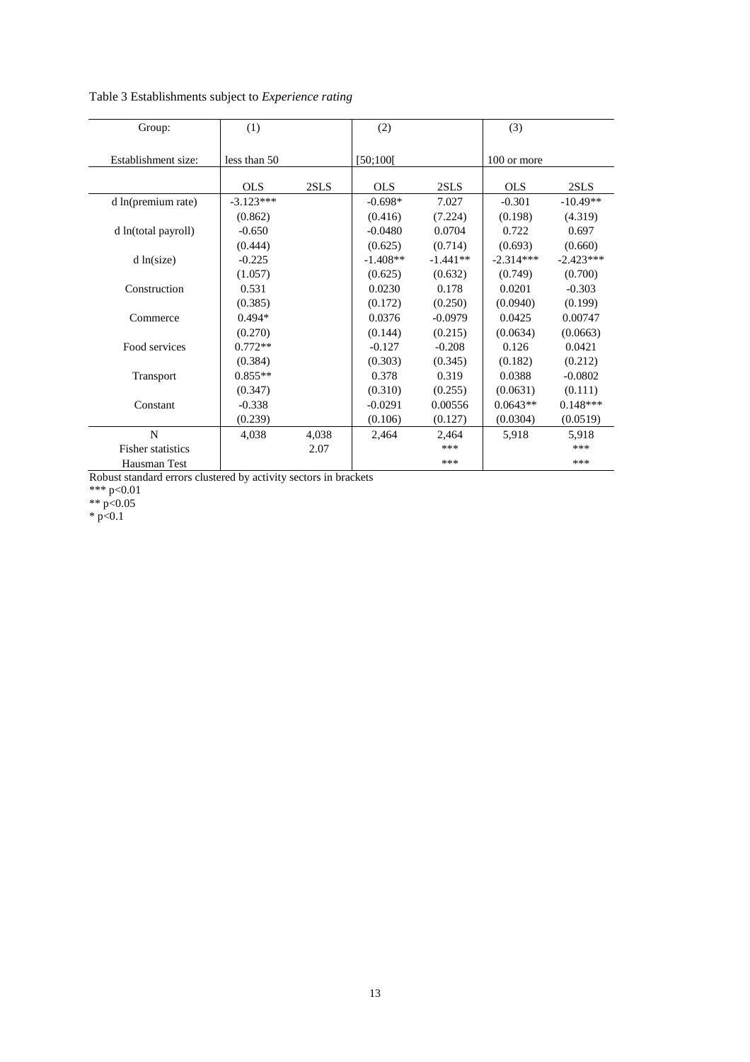Table 3 Establishments subject to *Experience rating*

| Group: | (1) | | (2) | | (3) | |
|---|---|---|---|---|---|---|
| Establishment size: | less than 50 | | [50;100[ | | 100 or more | |
| | OLS | 2SLS | OLS | 2SLS | OLS | 2SLS |
| d ln(premium rate) | -3.123*** | | -0.698* | 7.027 | -0.301 | -10.49** |
| | (0.862) | | (0.416) | (7.224) | (0.198) | (4.319) |
| d ln(total payroll) | -0.650 | | -0.0480 | 0.0704 | 0.722 | 0.697 |
| | (0.444) | | (0.625) | (0.714) | (0.693) | (0.660) |
| d ln(size) | -0.225 | | -1.408** | -1.441** | -2.314*** | -2.423*** |
| | (1.057) | | (0.625) | (0.632) | (0.749) | (0.700) |
| Construction | 0.531 | | 0.0230 | 0.178 | 0.0201 | -0.303 |
| | (0.385) | | (0.172) | (0.250) | (0.0940) | (0.199) |
| Commerce | 0.494* | | 0.0376 | -0.0979 | 0.0425 | 0.00747 |
| | (0.270) | | (0.144) | (0.215) | (0.0634) | (0.0663) |
| Food services | 0.772** | | -0.127 | -0.208 | 0.126 | 0.0421 |
| | (0.384) | | (0.303) | (0.345) | (0.182) | (0.212) |
| Transport | 0.855** | | 0.378 | 0.319 | 0.0388 | -0.0802 |
| | (0.347) | | (0.310) | (0.255) | (0.0631) | (0.111) |
| Constant | -0.338 | | -0.0291 | 0.00556 | 0.0643** | 0.148*** |
| | (0.239) | | (0.106) | (0.127) | (0.0304) | (0.0519) |
| N | 4,038 | 4,038 | 2,464 | 2,464 | 5,918 | 5,918 |
| Fisher statistics | | 2.07 | | *** | | *** |
| Hausman Test | | | | *** | | *** |

Robust standard errors clustered by activity sectors in brackets

*** p<0.01

** p<0.05

* p<0.1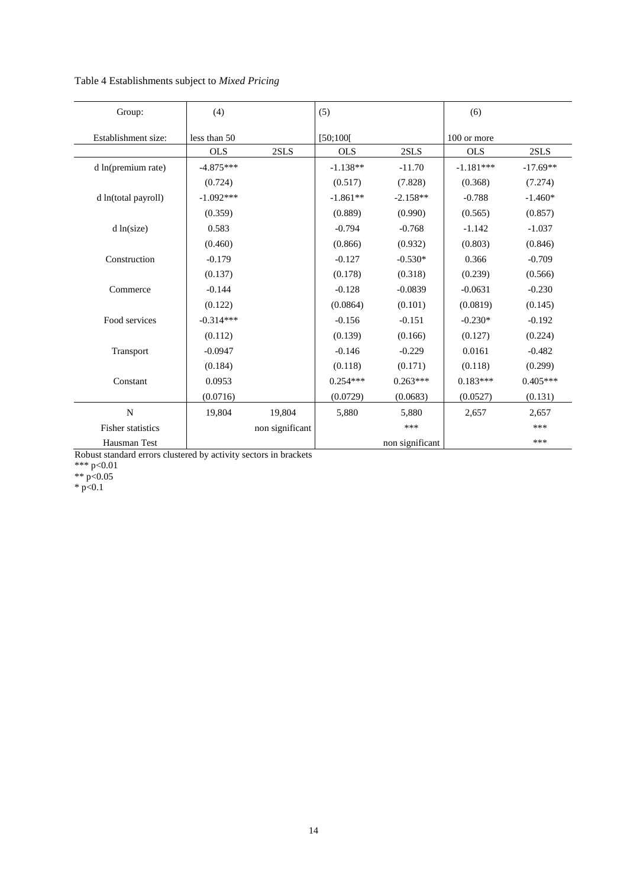Table 4 Establishments subject to *Mixed Pricing*

| Group: | (4) | | (5) | | (6) | |
|---|---|---|---|---|---|---|
| Establishment size: | less than 50 | | [50;100[ | | 100 or more | |
| | OLS | 2SLS | OLS | 2SLS | OLS | 2SLS |
| d ln(premium rate) | -4.875*** | | -1.138** | -11.70 | -1.181*** | -17.69** |
| | (0.724) | | (0.517) | (7.828) | (0.368) | (7.274) |
| d ln(total payroll) | -1.092*** | | -1.861** | -2.158** | -0.788 | -1.460* |
| | (0.359) | | (0.889) | (0.990) | (0.565) | (0.857) |
| d ln(size) | 0.583 | | -0.794 | -0.768 | -1.142 | -1.037 |
| | (0.460) | | (0.866) | (0.932) | (0.803) | (0.846) |
| Construction | -0.179 | | -0.127 | -0.530* | 0.366 | -0.709 |
| | (0.137) | | (0.178) | (0.318) | (0.239) | (0.566) |
| Commerce | -0.144 | | -0.128 | -0.0839 | -0.0631 | -0.230 |
| | (0.122) | | (0.0864) | (0.101) | (0.0819) | (0.145) |
| Food services | -0.314*** | | -0.156 | -0.151 | -0.230* | -0.192 |
| | (0.112) | | (0.139) | (0.166) | (0.127) | (0.224) |
| Transport | -0.0947 | | -0.146 | -0.229 | 0.0161 | -0.482 |
| | (0.184) | | (0.118) | (0.171) | (0.118) | (0.299) |
| Constant | 0.0953 | | 0.254*** | 0.263*** | 0.183*** | 0.405*** |
| | (0.0716) | | (0.0729) | (0.0683) | (0.0527) | (0.131) |
| N | 19,804 | 19,804 | 5,880 | 5,880 | 2,657 | 2,657 |
| Fisher statistics | | non significant | | *** | | *** |
| Hausman Test | | | | non significant | | *** |

Robust standard errors clustered by activity sectors in brackets
*** p<0.01
** p<0.05
* p<0.1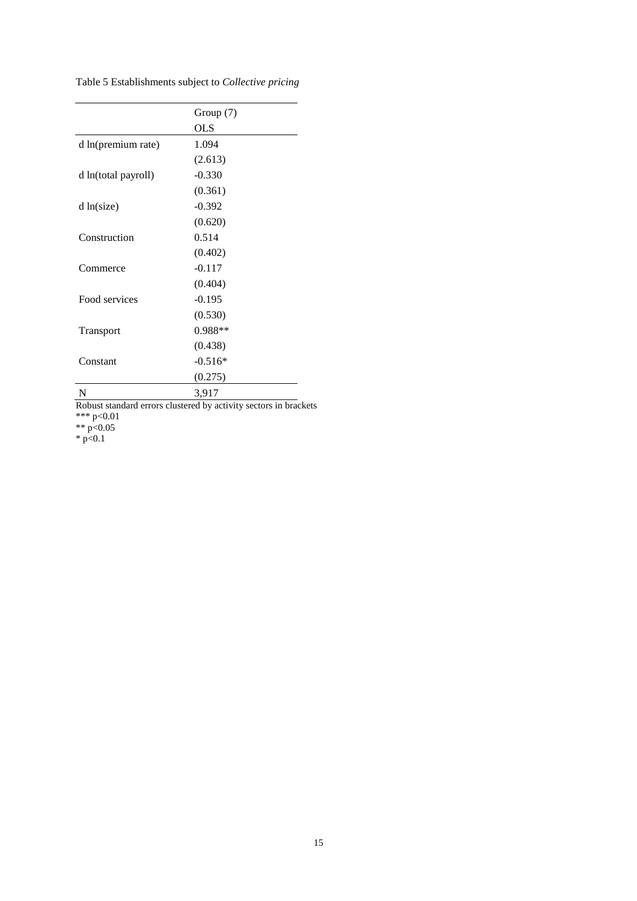Table 5 Establishments subject to *Collective pricing*

| | Group (7) |
|---|---|
| | OLS |
| d ln(premium rate) | 1.094 |
| | (2.613) |
| d ln(total payroll) | -0.330 |
| | (0.361) |
| d ln(size) | -0.392 |
| | (0.620) |
| Construction | 0.514 |
| | (0.402) |
| Commerce | -0.117 |
| | (0.404) |
| Food services | -0.195 |
| | (0.530) |
| Transport | 0.988** |
| | (0.438) |
| Constant | -0.516* |
| | (0.275) |
| N | 3,917 |

Robust standard errors clustered by activity sectors in brackets

*** $p<0.01$

** $p<0.05$

* $p<0.1$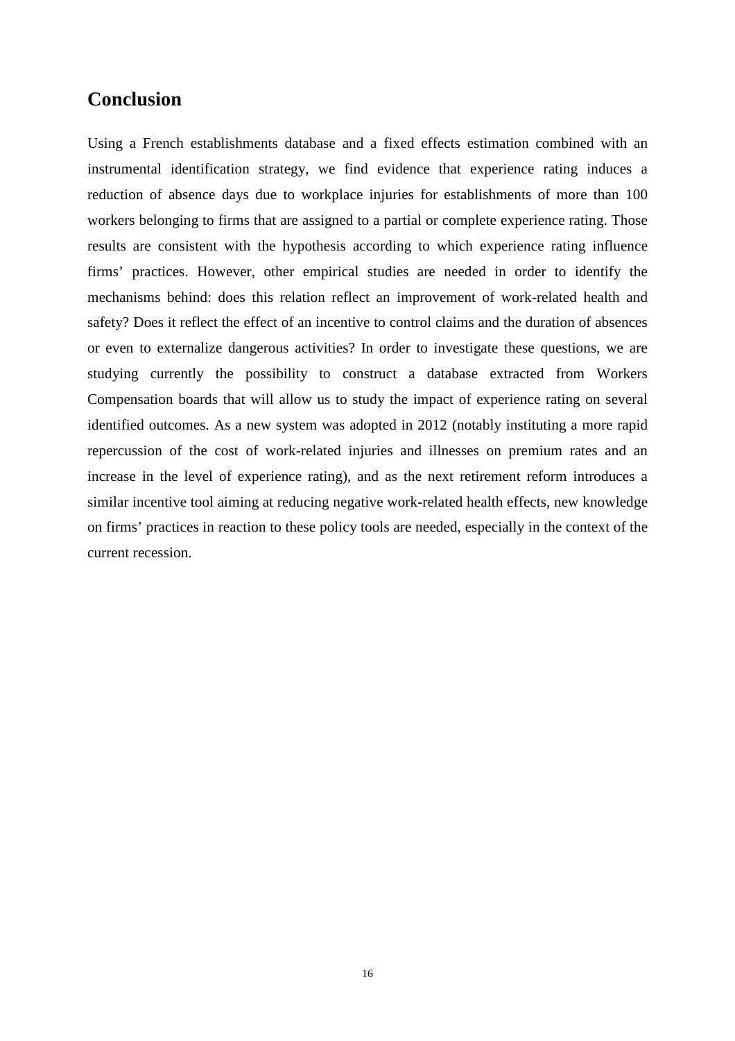## Conclusion

Using a French establishments database and a fixed effects estimation combined with an instrumental identification strategy, we find evidence that experience rating induces a reduction of absence days due to workplace injuries for establishments of more than 100 workers belonging to firms that are assigned to a partial or complete experience rating. Those results are consistent with the hypothesis according to which experience rating influence firms' practices. However, other empirical studies are needed in order to identify the mechanisms behind: does this relation reflect an improvement of work-related health and safety? Does it reflect the effect of an incentive to control claims and the duration of absences or even to externalize dangerous activities? In order to investigate these questions, we are studying currently the possibility to construct a database extracted from Workers Compensation boards that will allow us to study the impact of experience rating on several identified outcomes. As a new system was adopted in 2012 (notably instituting a more rapid repercussion of the cost of work-related injuries and illnesses on premium rates and an increase in the level of experience rating), and as the next retirement reform introduces a similar incentive tool aiming at reducing negative work-related health effects, new knowledge on firms' practices in reaction to these policy tools are needed, especially in the context of the current recession.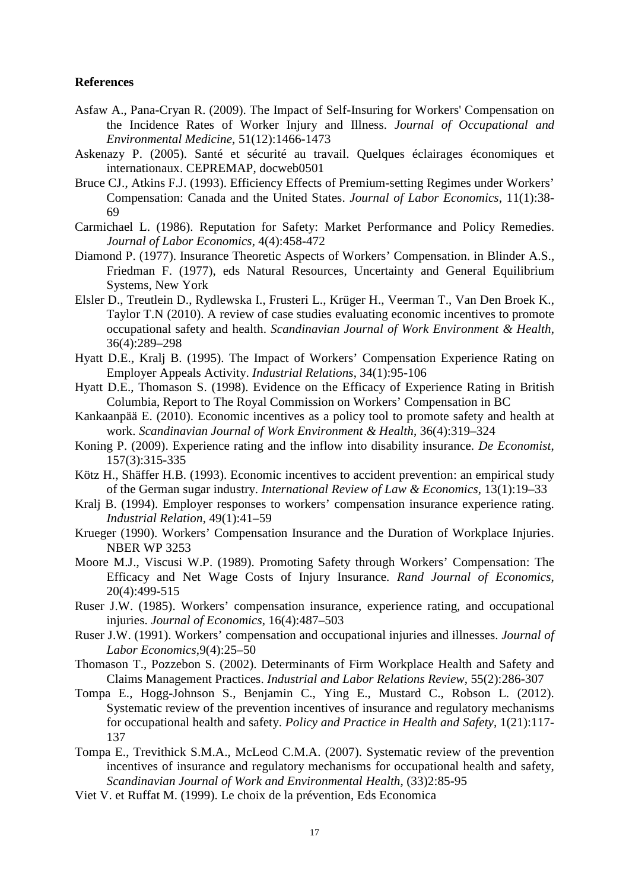**References**

Asfaw A., Pana-Cryan R. (2009). The Impact of Self-Insuring for Workers' Compensation on the Incidence Rates of Worker Injury and Illness. *Journal of Occupational and Environmental Medicine*, 51(12):1466-1473

Askenazy P. (2005). Santé et sécurité au travail. Quelques éclairages économiques et internationaux. CEPREMAP, docweb0501

Bruce CJ., Atkins F.J. (1993). Efficiency Effects of Premium-setting Regimes under Workers' Compensation: Canada and the United States. *Journal of Labor Economics*, 11(1):38-69

Carmichael L. (1986). Reputation for Safety: Market Performance and Policy Remedies. *Journal of Labor Economics*, 4(4):458-472

Diamond P. (1977). Insurance Theoretic Aspects of Workers' Compensation. in Blinder A.S., Friedman F. (1977), eds Natural Resources, Uncertainty and General Equilibrium Systems, New York

Elsler D., Treutlein D., Rydlewska I., Frusteri L., Krüger H., Veerman T., Van Den Broek K., Taylor T.N (2010). A review of case studies evaluating economic incentives to promote occupational safety and health. *Scandinavian Journal of Work Environment & Health*, 36(4):289–298

Hyatt D.E., Kralj B. (1995). The Impact of Workers' Compensation Experience Rating on Employer Appeals Activity. *Industrial Relations*, 34(1):95-106

Hyatt D.E., Thomason S. (1998). Evidence on the Efficacy of Experience Rating in British Columbia, Report to The Royal Commission on Workers' Compensation in BC

Kankaanpää E. (2010). Economic incentives as a policy tool to promote safety and health at work. *Scandinavian Journal of Work Environment & Health*, 36(4):319–324

Koning P. (2009). Experience rating and the inflow into disability insurance. *De Economist*, 157(3):315-335

Kötz H., Shäffer H.B. (1993). Economic incentives to accident prevention: an empirical study of the German sugar industry. *International Review of Law & Economics*, 13(1):19–33

Kralj B. (1994). Employer responses to workers' compensation insurance experience rating. *Industrial Relation*, 49(1):41–59

Krueger (1990). Workers' Compensation Insurance and the Duration of Workplace Injuries. NBER WP 3253

Moore M.J., Viscusi W.P. (1989). Promoting Safety through Workers' Compensation: The Efficacy and Net Wage Costs of Injury Insurance. *Rand Journal of Economics*, 20(4):499-515

Ruser J.W. (1985). Workers' compensation insurance, experience rating, and occupational injuries. *Journal of Economics*, 16(4):487–503

Ruser J.W. (1991). Workers' compensation and occupational injuries and illnesses. *Journal of Labor Economics*,9(4):25–50

Thomason T., Pozzebon S. (2002). Determinants of Firm Workplace Health and Safety and Claims Management Practices. *Industrial and Labor Relations Review*, 55(2):286-307

Tompa E., Hogg-Johnson S., Benjamin C., Ying E., Mustard C., Robson L. (2012). Systematic review of the prevention incentives of insurance and regulatory mechanisms for occupational health and safety. *Policy and Practice in Health and Safety*, 1(21):117-137

Tompa E., Trevithick S.M.A., McLeod C.M.A. (2007). Systematic review of the prevention incentives of insurance and regulatory mechanisms for occupational health and safety, *Scandinavian Journal of Work and Environmental Health*, (33)2:85-95

Viet V. et Ruffat M. (1999). Le choix de la prévention, Eds Economica